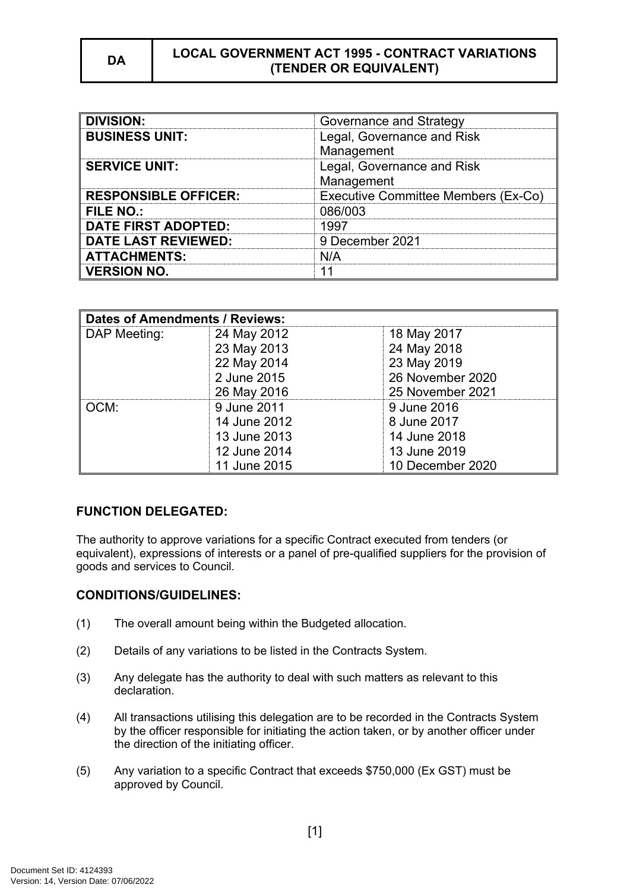| DA | LOCAL GOVERNMENT ACT 1995 - CONTRACT VARIATIONS (TENDER OR EQUIVALENT) |
|---|---|

| **DIVISION:** | Governance and Strategy |
|---|---|
| **BUSINESS UNIT:** | Legal, Governance and Risk Management |
| **SERVICE UNIT:** | Legal, Governance and Risk Management |
| **RESPONSIBLE OFFICER:** | Executive Committee Members (Ex-Co) |
| **FILE NO.:** | 086/003 |
| **DATE FIRST ADOPTED:** | 1997 |
| **DATE LAST REVIEWED:** | 9 December 2021 |
| **ATTACHMENTS:** | N/A |
| **VERSION NO.** | 11 |

| **Dates of Amendments / Reviews:** | | |
|---|---|---|
| DAP Meeting: | 24 May 2012<br>23 May 2013<br>22 May 2014<br>2 June 2015<br>26 May 2016 | 18 May 2017<br>24 May 2018<br>23 May 2019<br>26 November 2020<br>25 November 2021 |
| OCM: | 9 June 2011<br>14 June 2012<br>13 June 2013<br>12 June 2014<br>11 June 2015 | 9 June 2016<br>8 June 2017<br>14 June 2018<br>13 June 2019<br>10 December 2020 |

## FUNCTION DELEGATED:

The authority to approve variations for a specific Contract executed from tenders (or equivalent), expressions of interests or a panel of pre-qualified suppliers for the provision of goods and services to Council.

## CONDITIONS/GUIDELINES:

(1) The overall amount being within the Budgeted allocation.

(2) Details of any variations to be listed in the Contracts System.

(3) Any delegate has the authority to deal with such matters as relevant to this declaration.

(4) All transactions utilising this delegation are to be recorded in the Contracts System by the officer responsible for initiating the action taken, or by another officer under the direction of the initiating officer.

(5) Any variation to a specific Contract that exceeds $750,000 (Ex GST) must be approved by Council.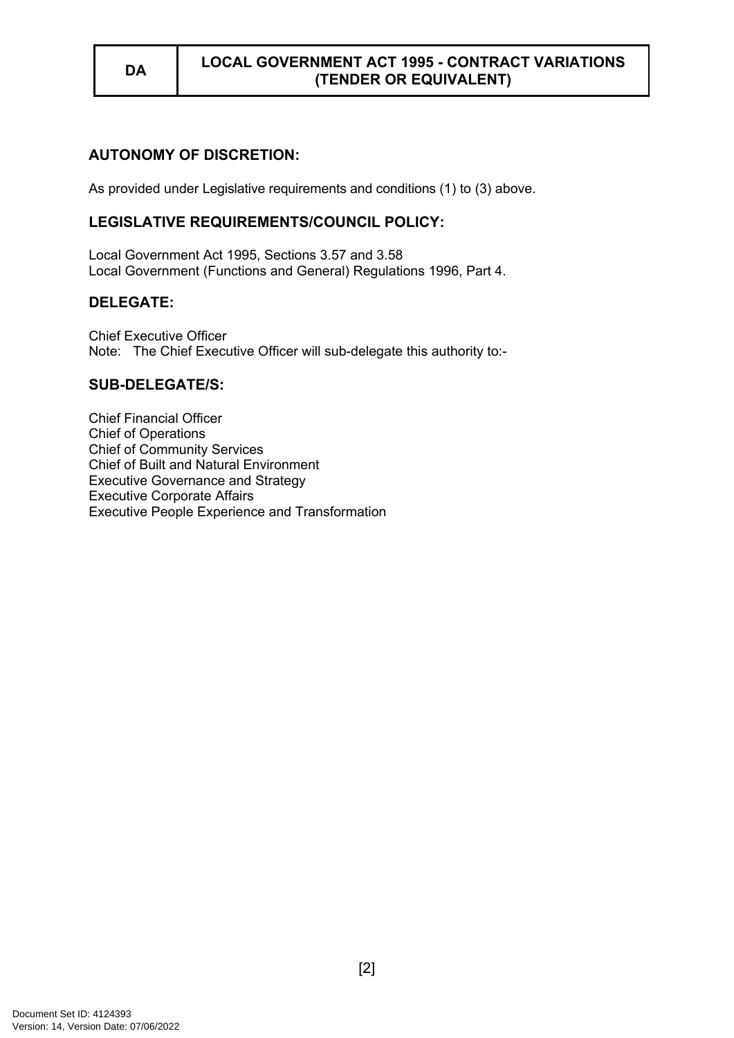| DA | LOCAL GOVERNMENT ACT 1995 - CONTRACT VARIATIONS (TENDER OR EQUIVALENT) |
|---|---|

## AUTONOMY OF DISCRETION:

As provided under Legislative requirements and conditions (1) to (3) above.

## LEGISLATIVE REQUIREMENTS/COUNCIL POLICY:

Local Government Act 1995, Sections 3.57 and 3.58
Local Government (Functions and General) Regulations 1996, Part 4.

## DELEGATE:

Chief Executive Officer
Note: The Chief Executive Officer will sub-delegate this authority to:-

## SUB-DELEGATE/S:

Chief Financial Officer
Chief of Operations
Chief of Community Services
Chief of Built and Natural Environment
Executive Governance and Strategy
Executive Corporate Affairs
Executive People Experience and Transformation

Document Set ID: 4124393
Version: 14, Version Date: 07/06/2022